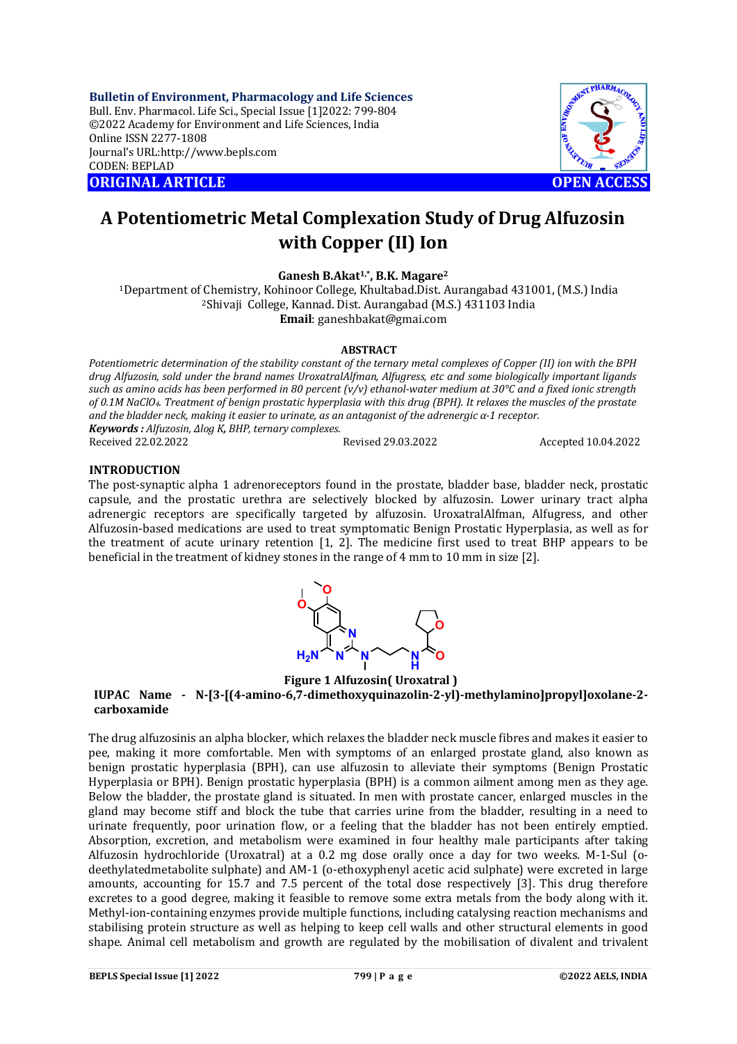**Bulletin of Environment, Pharmacology and Life Sciences**
Bull. Env. Pharmacol. Life Sci., Special Issue [1]2022: 799-804
©2022 Academy for Environment and Life Sciences, India
Online ISSN 2277-1808
Journal's URL:http://www.bepls.com
CODEN: BEPLAD

**ORIGINAL ARTICLE** **OPEN ACCESS**

# A Potentiometric Metal Complexation Study of Drug Alfuzosin with Copper (II) Ion

**Ganesh B.Akat[1,*], B.K. Magare[2]**

[1]Department of Chemistry, Kohinoor College, Khultabad.Dist. Aurangabad 431001, (M.S.) India
[2]Shivaji College, Kannad. Dist. Aurangabad (M.S.) 431103 India
**Email**: ganeshbakat@gmai.com

## ABSTRACT

*Potentiometric determination of the stability constant of the ternary metal complexes of Copper (II) ion with the BPH drug Alfuzosin, sold under the brand names UroxatralAlfman, Alfugress, etc and some biologically important ligands such as amino acids has been performed in 80 percent (v/v) ethanol-water medium at 30°C and a fixed ionic strength of 0.1M $NaClO_4$. Treatment of benign prostatic hyperplasia with this drug (BPH). It relaxes the muscles of the prostate and the bladder neck, making it easier to urinate, as an antagonist of the adrenergic α-1 receptor.*

***Keywords :*** *Alfuzosin, Δlog K, BHP, ternary complexes.*

Received 22.02.2022 Revised 29.03.2022 Accepted 10.04.2022

## INTRODUCTION

The post-synaptic alpha 1 adrenoreceptors found in the prostate, bladder base, bladder neck, prostatic capsule, and the prostatic urethra are selectively blocked by alfuzosin. Lower urinary tract alpha adrenergic receptors are specifically targeted by alfuzosin. UroxatralAlfman, Alfugress, and other Alfuzosin-based medications are used to treat symptomatic Benign Prostatic Hyperplasia, as well as for the treatment of acute urinary retention [1, 2]. The medicine first used to treat BHP appears to be beneficial in the treatment of kidney stones in the range of 4 mm to 10 mm in size [2].

**Figure 1 Alfuzosin( Uroxatral )**

**IUPAC Name - N-[3-[(4-amino-6,7-dimethoxyquinazolin-2-yl)-methylamino]propyl]oxolane-2-carboxamide**

The drug alfuzosinis an alpha blocker, which relaxes the bladder neck muscle fibres and makes it easier to pee, making it more comfortable. Men with symptoms of an enlarged prostate gland, also known as benign prostatic hyperplasia (BPH), can use alfuzosin to alleviate their symptoms (Benign Prostatic Hyperplasia or BPH). Benign prostatic hyperplasia (BPH) is a common ailment among men as they age. Below the bladder, the prostate gland is situated. In men with prostate cancer, enlarged muscles in the gland may become stiff and block the tube that carries urine from the bladder, resulting in a need to urinate frequently, poor urination flow, or a feeling that the bladder has not been entirely emptied. Absorption, excretion, and metabolism were examined in four healthy male participants after taking Alfuzosin hydrochloride (Uroxatral) at a 0.2 mg dose orally once a day for two weeks. M-1-Sul (o-deethylatedmetabolite sulphate) and AM-1 (o-ethoxyphenyl acetic acid sulphate) were excreted in large amounts, accounting for 15.7 and 7.5 percent of the total dose respectively [3]. This drug therefore excretes to a good degree, making it feasible to remove some extra metals from the body along with it. Methyl-ion-containing enzymes provide multiple functions, including catalysing reaction mechanisms and stabilising protein structure as well as helping to keep cell walls and other structural elements in good shape. Animal cell metabolism and growth are regulated by the mobilisation of divalent and trivalent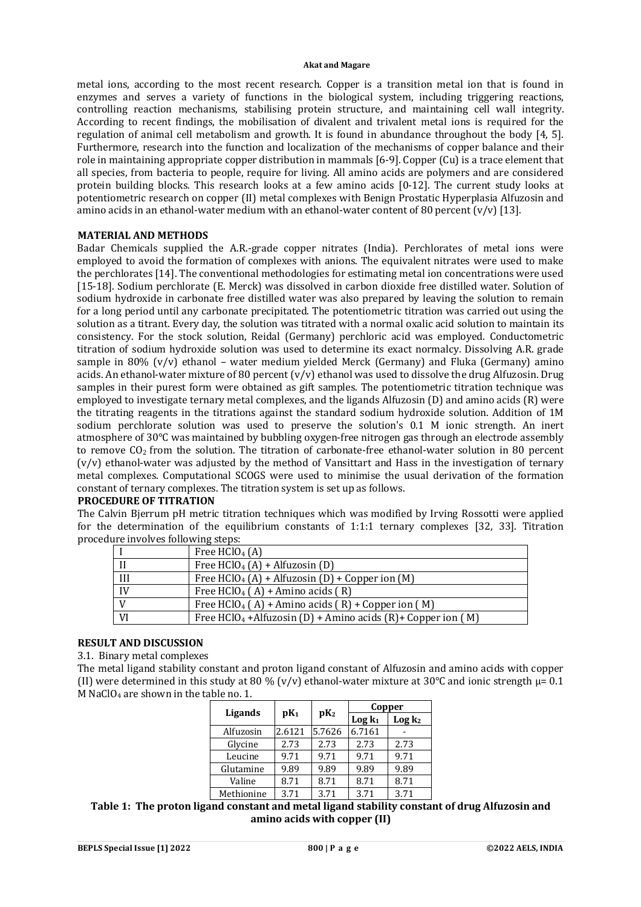metal ions, according to the most recent research. Copper is a transition metal ion that is found in enzymes and serves a variety of functions in the biological system, including triggering reactions, controlling reaction mechanisms, stabilising protein structure, and maintaining cell wall integrity. According to recent findings, the mobilisation of divalent and trivalent metal ions is required for the regulation of animal cell metabolism and growth. It is found in abundance throughout the body [4, 5]. Furthermore, research into the function and localization of the mechanisms of copper balance and their role in maintaining appropriate copper distribution in mammals [6-9]. Copper (Cu) is a trace element that all species, from bacteria to people, require for living. All amino acids are polymers and are considered protein building blocks. This research looks at a few amino acids [0-12]. The current study looks at potentiometric research on copper (II) metal complexes with Benign Prostatic Hyperplasia Alfuzosin and amino acids in an ethanol-water medium with an ethanol-water content of 80 percent (v/v) [13].

## MATERIAL AND METHODS

Badar Chemicals supplied the A.R.-grade copper nitrates (India). Perchlorates of metal ions were employed to avoid the formation of complexes with anions. The equivalent nitrates were used to make the perchlorates [14]. The conventional methodologies for estimating metal ion concentrations were used [15-18]. Sodium perchlorate (E. Merck) was dissolved in carbon dioxide free distilled water. Solution of sodium hydroxide in carbonate free distilled water was also prepared by leaving the solution to remain for a long period until any carbonate precipitated. The potentiometric titration was carried out using the solution as a titrant. Every day, the solution was titrated with a normal oxalic acid solution to maintain its consistency. For the stock solution, Reidal (Germany) perchloric acid was employed. Conductometric titration of sodium hydroxide solution was used to determine its exact normalcy. Dissolving A.R. grade sample in 80% (v/v) ethanol – water medium yielded Merck (Germany) and Fluka (Germany) amino acids. An ethanol-water mixture of 80 percent (v/v) ethanol was used to dissolve the drug Alfuzosin. Drug samples in their purest form were obtained as gift samples. The potentiometric titration technique was employed to investigate ternary metal complexes, and the ligands Alfuzosin (D) and amino acids (R) were the titrating reagents in the titrations against the standard sodium hydroxide solution. Addition of 1M sodium perchlorate solution was used to preserve the solution's 0.1 M ionic strength. An inert atmosphere of 30°C was maintained by bubbling oxygen-free nitrogen gas through an electrode assembly to remove $CO_2$ from the solution. The titration of carbonate-free ethanol-water solution in 80 percent (v/v) ethanol-water was adjusted by the method of Vansittart and Hass in the investigation of ternary metal complexes. Computational SCOGS were used to minimise the usual derivation of the formation constant of ternary complexes. The titration system is set up as follows.

## PROCEDURE OF TITRATION

The Calvin Bjerrum pH metric titration techniques which was modified by Irving Rossotti were applied for the determination of the equilibrium constants of 1:1:1 ternary complexes [32, 33]. Titration procedure involves following steps:

| | |
|---|---|
| I | Free $HClO_4$ (A) |
| II | Free $HClO_4$ (A) + Alfuzosin (D) |
| III | Free $HClO_4$ (A) + Alfuzosin (D) + Copper ion (M) |
| IV | Free $HClO_4$ ( A) + Amino acids ( R) |
| V | Free $HClO_4$ ( A) + Amino acids ( R) + Copper ion ( M) |
| VI | Free $HClO_4$ +Alfuzosin (D) + Amino acids (R)+ Copper ion ( M) |

## RESULT AND DISCUSSION

3.1. Binary metal complexes

The metal ligand stability constant and proton ligand constant of Alfuzosin and amino acids with copper (II) were determined in this study at 80 % (v/v) ethanol-water mixture at 30°C and ionic strength μ= 0.1 M $NaClO_4$ are shown in the table no. 1.

| Ligands | $pK_1$ | $pK_2$ | Copper | |
|---|---|---|---|---|
| | | | $\log k_1$ | $\log k_2$ |
| Alfuzosin | 2.6121 | 5.7626 | 6.7161 | - |
| Glycine | 2.73 | 2.73 | 2.73 | 2.73 |
| Leucine | 9.71 | 9.71 | 9.71 | 9.71 |
| Glutamine | 9.89 | 9.89 | 9.89 | 9.89 |
| Valine | 8.71 | 8.71 | 8.71 | 8.71 |
| Methionine | 3.71 | 3.71 | 3.71 | 3.71 |

**Table 1: The proton ligand constant and metal ligand stability constant of drug Alfuzosin and amino acids with copper (II)**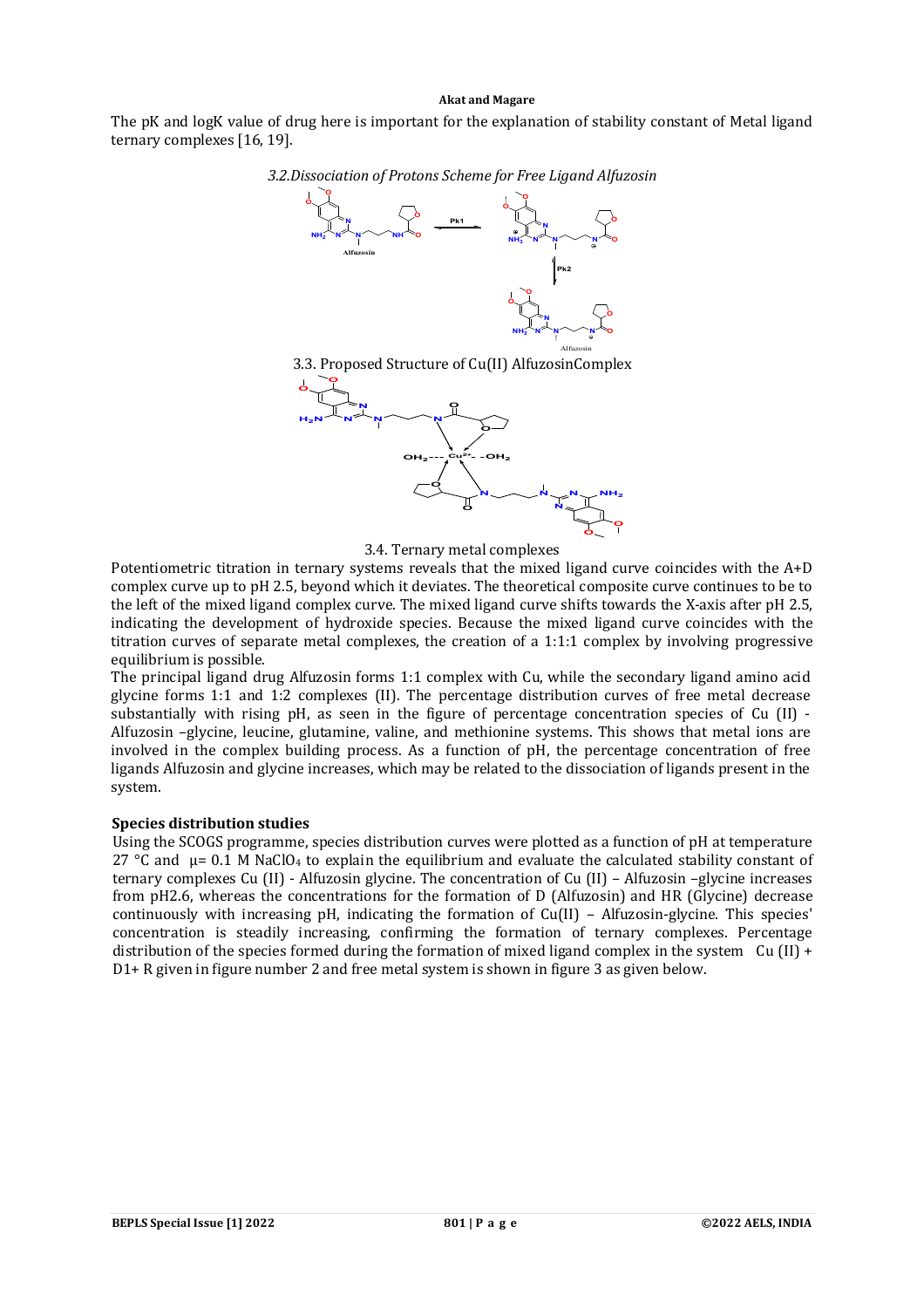The pK and logK value of drug here is important for the explanation of stability constant of Metal ligand ternary complexes [16, 19].

*3.2.Dissociation of Protons Scheme for Free Ligand Alfuzosin*

3.3. Proposed Structure of Cu(II) AlfuzosinComplex

3.4. Ternary metal complexes

Potentiometric titration in ternary systems reveals that the mixed ligand curve coincides with the A+D complex curve up to pH 2.5, beyond which it deviates. The theoretical composite curve continues to be to the left of the mixed ligand complex curve. The mixed ligand curve shifts towards the X-axis after pH 2.5, indicating the development of hydroxide species. Because the mixed ligand curve coincides with the titration curves of separate metal complexes, the creation of a 1:1:1 complex by involving progressive equilibrium is possible.

The principal ligand drug Alfuzosin forms 1:1 complex with Cu, while the secondary ligand amino acid glycine forms 1:1 and 1:2 complexes (II). The percentage distribution curves of free metal decrease substantially with rising pH, as seen in the figure of percentage concentration species of Cu (II) - Alfuzosin –glycine, leucine, glutamine, valine, and methionine systems. This shows that metal ions are involved in the complex building process. As a function of pH, the percentage concentration of free ligands Alfuzosin and glycine increases, which may be related to the dissociation of ligands present in the system.

**Species distribution studies**

Using the SCOGS programme, species distribution curves were plotted as a function of pH at temperature 27 °C and $\mu$= 0.1 M $NaClO_4$ to explain the equilibrium and evaluate the calculated stability constant of ternary complexes Cu (II) - Alfuzosin glycine. The concentration of Cu (II) – Alfuzosin –glycine increases from pH2.6, whereas the concentrations for the formation of D (Alfuzosin) and HR (Glycine) decrease continuously with increasing pH, indicating the formation of Cu(II) – Alfuzosin-glycine. This species' concentration is steadily increasing, confirming the formation of ternary complexes. Percentage distribution of the species formed during the formation of mixed ligand complex in the system Cu (II) + D1+ R given in figure number 2 and free metal system is shown in figure 3 as given below.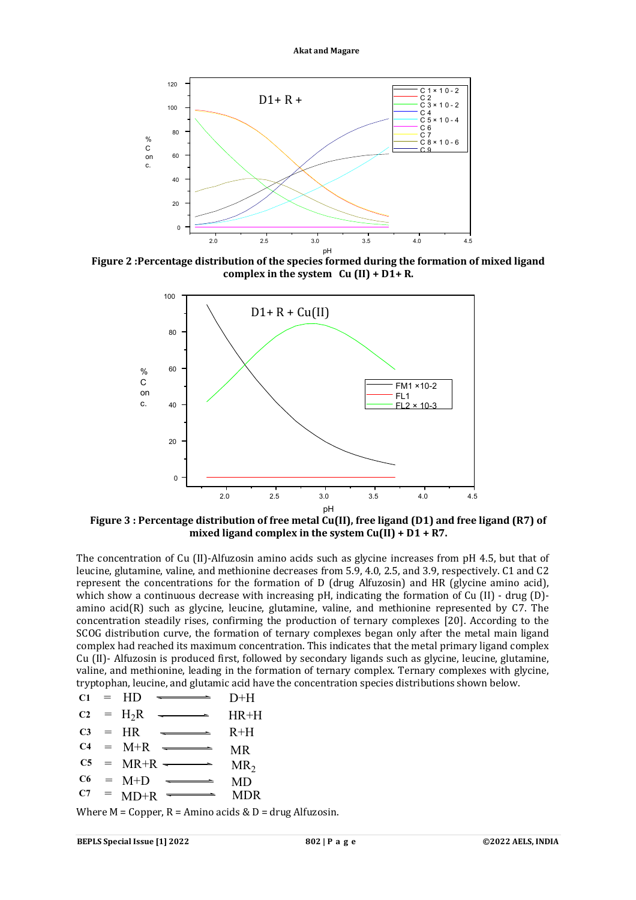**Figure 2 :Percentage distribution of the species formed during the formation of mixed ligand complex in the system Cu (II) + D1+ R.**

**Figure 3 : Percentage distribution of free metal Cu(II), free ligand (D1) and free ligand (R7) of mixed ligand complex in the system Cu(II) + D1 + R7.**

The concentration of Cu (II)-Alfuzosin amino acids such as glycine increases from pH 4.5, but that of leucine, glutamine, valine, and methionine decreases from 5.9, 4.0, 2.5, and 3.9, respectively. C1 and C2 represent the concentrations for the formation of D (drug Alfuzosin) and HR (glycine amino acid), which show a continuous decrease with increasing pH, indicating the formation of Cu (II) - drug (D)-amino acid(R) such as glycine, leucine, glutamine, valine, and methionine represented by C7. The concentration steadily rises, confirming the production of ternary complexes [20]. According to the SCOG distribution curve, the formation of ternary complexes began only after the metal main ligand complex had reached its maximum concentration. This indicates that the metal primary ligand complex Cu (II)- Alfuzosin is produced first, followed by secondary ligands such as glycine, leucine, glutamine, valine, and methionine, leading in the formation of ternary complex. Ternary complexes with glycine, tryptophan, leucine, and glutamic acid have the concentration species distributions shown below.

**C1** = HD $\rightleftharpoons$ D+H

**C2** = $H_2R$ $\rightleftharpoons$ HR+H

**C3** = HR $\rightleftharpoons$ R+H

**C4** = M+R $\rightleftharpoons$ MR

**C5** = MR+R $\rightleftharpoons$ $MR_2$

**C6** = M+D $\rightleftharpoons$ MD

**C7** = MD+R $\rightleftharpoons$ MDR

Where M = Copper, R = Amino acids & D = drug Alfuzosin.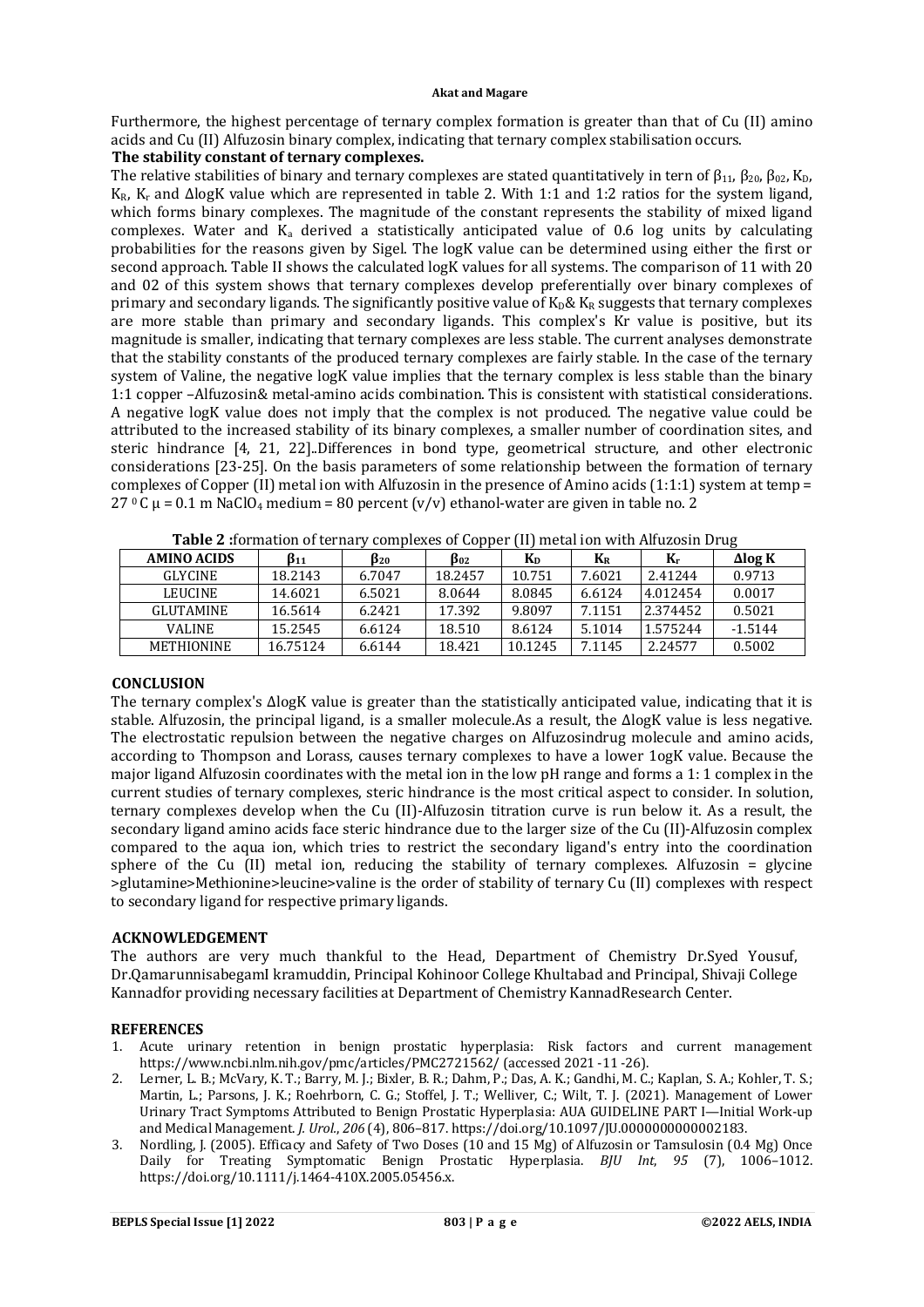Furthermore, the highest percentage of ternary complex formation is greater than that of Cu (II) amino acids and Cu (II) Alfuzosin binary complex, indicating that ternary complex stabilisation occurs.

**The stability constant of ternary complexes.**

The relative stabilities of binary and ternary complexes are stated quantitatively in tern of $\beta_{11}$, $\beta_{20}$, $\beta_{02}$, $K_D$, $K_R$, $K_r$ and ΔlogK value which are represented in table 2. With 1:1 and 1:2 ratios for the system ligand, which forms binary complexes. The magnitude of the constant represents the stability of mixed ligand complexes. Water and $K_a$ derived a statistically anticipated value of 0.6 log units by calculating probabilities for the reasons given by Sigel. The logK value can be determined using either the first or second approach. Table II shows the calculated logK values for all systems. The comparison of 11 with 20 and 02 of this system shows that ternary complexes develop preferentially over binary complexes of primary and secondary ligands. The significantly positive value of $K_D$& $K_R$ suggests that ternary complexes are more stable than primary and secondary ligands. This complex's Kr value is positive, but its magnitude is smaller, indicating that ternary complexes are less stable. The current analyses demonstrate that the stability constants of the produced ternary complexes are fairly stable. In the case of the ternary system of Valine, the negative logK value implies that the ternary complex is less stable than the binary 1:1 copper –Alfuzosin& metal-amino acids combination. This is consistent with statistical considerations. A negative logK value does not imply that the complex is not produced. The negative value could be attributed to the increased stability of its binary complexes, a smaller number of coordination sites, and steric hindrance [4, 21, 22]..Differences in bond type, geometrical structure, and other electronic considerations [23-25]. On the basis parameters of some relationship between the formation of ternary complexes of Copper (II) metal ion with Alfuzosin in the presence of Amino acids (1:1:1) system at temp = 27 $^0$C $\mu$ = 0.1 m $NaClO_4$ medium = 80 percent (v/v) ethanol-water are given in table no. 2

**Table 2 :**formation of ternary complexes of Copper (II) metal ion with Alfuzosin Drug

| AMINO ACIDS | $\beta_{11}$ | $\beta_{20}$ | $\beta_{02}$ | $K_D$ | $K_R$ | $K_r$ | Δlog K |
|---|---|---|---|---|---|---|---|
| GLYCINE | 18.2143 | 6.7047 | 18.2457 | 10.751 | 7.6021 | 2.41244 | 0.9713 |
| LEUCINE | 14.6021 | 6.5021 | 8.0644 | 8.0845 | 6.6124 | 4.012454 | 0.0017 |
| GLUTAMINE | 16.5614 | 6.2421 | 17.392 | 9.8097 | 7.1151 | 2.374452 | 0.5021 |
| VALINE | 15.2545 | 6.6124 | 18.510 | 8.6124 | 5.1014 | 1.575244 | -1.5144 |
| METHIONINE | 16.75124 | 6.6144 | 18.421 | 10.1245 | 7.1145 | 2.24577 | 0.5002 |

## CONCLUSION

The ternary complex's ΔlogK value is greater than the statistically anticipated value, indicating that it is stable. Alfuzosin, the principal ligand, is a smaller molecule.As a result, the ΔlogK value is less negative. The electrostatic repulsion between the negative charges on Alfuzosindrug molecule and amino acids, according to Thompson and Lorass, causes ternary complexes to have a lower 1ogK value. Because the major ligand Alfuzosin coordinates with the metal ion in the low pH range and forms a 1: 1 complex in the current studies of ternary complexes, steric hindrance is the most critical aspect to consider. In solution, ternary complexes develop when the Cu (II)-Alfuzosin titration curve is run below it. As a result, the secondary ligand amino acids face steric hindrance due to the larger size of the Cu (II)-Alfuzosin complex compared to the aqua ion, which tries to restrict the secondary ligand's entry into the coordination sphere of the Cu (II) metal ion, reducing the stability of ternary complexes. Alfuzosin = glycine >glutamine>Methionine>leucine>valine is the order of stability of ternary Cu (II) complexes with respect to secondary ligand for respective primary ligands.

## ACKNOWLEDGEMENT

The authors are very much thankful to the Head, Department of Chemistry Dr.Syed Yousuf, Dr.QamarunnisabegamI kramuddin, Principal Kohinoor College Khultabad and Principal, Shivaji College Kannadfor providing necessary facilities at Department of Chemistry KannadResearch Center.

## REFERENCES

1. Acute urinary retention in benign prostatic hyperplasia: Risk factors and current management https://www.ncbi.nlm.nih.gov/pmc/articles/PMC2721562/ (accessed 2021 -11 -26).
2. Lerner, L. B.; McVary, K. T.; Barry, M. J.; Bixler, B. R.; Dahm, P.; Das, A. K.; Gandhi, M. C.; Kaplan, S. A.; Kohler, T. S.; Martin, L.; Parsons, J. K.; Roehrborn, C. G.; Stoffel, J. T.; Welliver, C.; Wilt, T. J. (2021). Management of Lower Urinary Tract Symptoms Attributed to Benign Prostatic Hyperplasia: AUA GUIDELINE PART I—Initial Work-up and Medical Management. *J. Urol.*, *206* (4), 806–817. https://doi.org/10.1097/JU.0000000000002183.
3. Nordling, J. (2005). Efficacy and Safety of Two Doses (10 and 15 Mg) of Alfuzosin or Tamsulosin (0.4 Mg) Once Daily for Treating Symptomatic Benign Prostatic Hyperplasia. *BJU Int*, *95* (7), 1006–1012. https://doi.org/10.1111/j.1464-410X.2005.05456.x.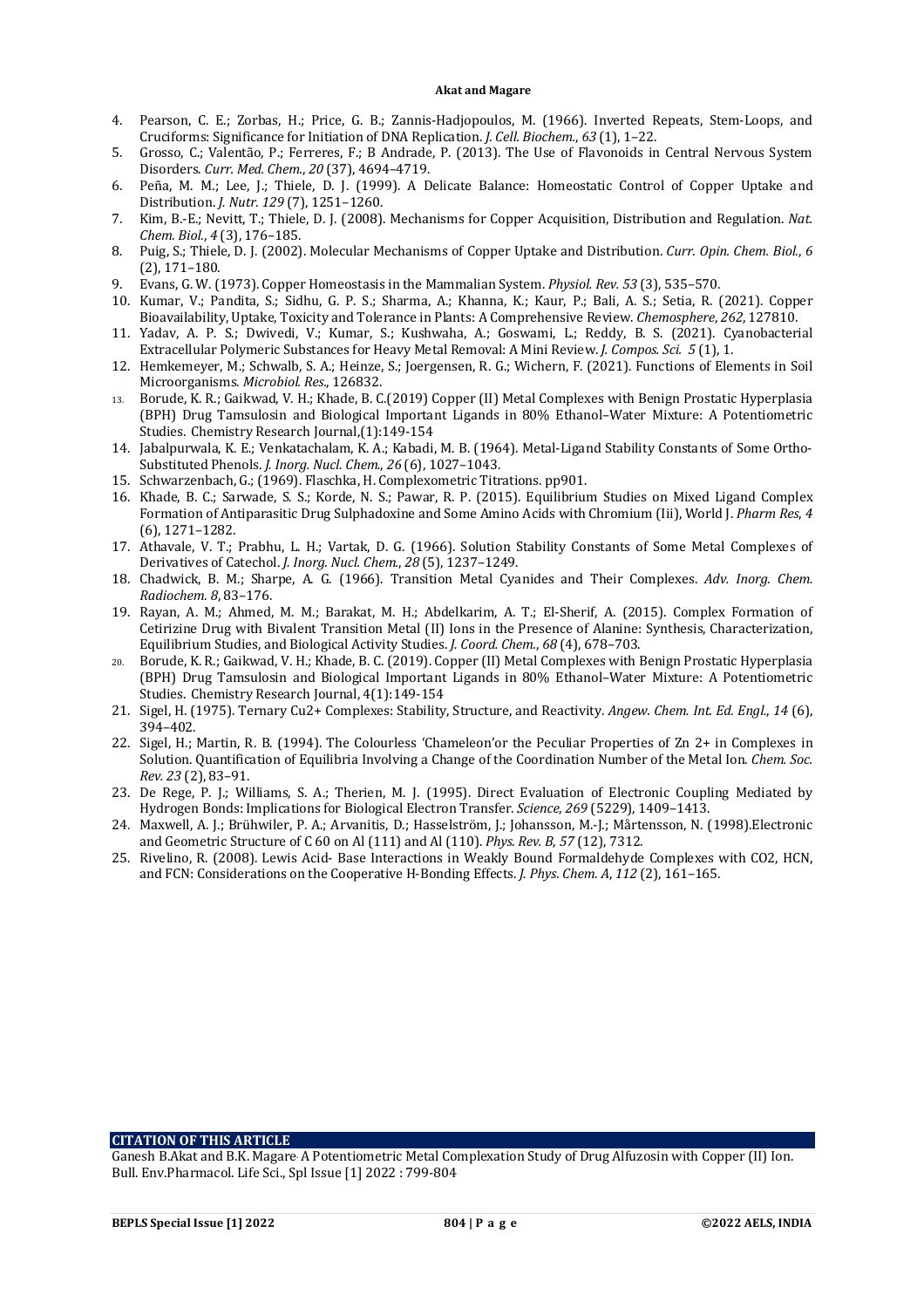4. Pearson, C. E.; Zorbas, H.; Price, G. B.; Zannis-Hadjopoulos, M. (1966). Inverted Repeats, Stem-Loops, and Cruciforms: Significance for Initiation of DNA Replication. *J. Cell. Biochem.*, *63* (1), 1–22.
5. Grosso, C.; Valentão, P.; Ferreres, F.; B Andrade, P. (2013). The Use of Flavonoids in Central Nervous System Disorders. *Curr. Med. Chem.*, *20* (37), 4694–4719.
6. Peña, M. M.; Lee, J.; Thiele, D. J. (1999). A Delicate Balance: Homeostatic Control of Copper Uptake and Distribution. *J. Nutr. 129* (7), 1251–1260.
7. Kim, B.-E.; Nevitt, T.; Thiele, D. J. (2008). Mechanisms for Copper Acquisition, Distribution and Regulation. *Nat. Chem. Biol.*, *4* (3), 176–185.
8. Puig, S.; Thiele, D. J. (2002). Molecular Mechanisms of Copper Uptake and Distribution. *Curr. Opin. Chem. Biol.*, *6* (2), 171–180.
9. Evans, G. W. (1973). Copper Homeostasis in the Mammalian System. *Physiol. Rev. 53* (3), 535–570.
10. Kumar, V.; Pandita, S.; Sidhu, G. P. S.; Sharma, A.; Khanna, K.; Kaur, P.; Bali, A. S.; Setia, R. (2021). Copper Bioavailability, Uptake, Toxicity and Tolerance in Plants: A Comprehensive Review. *Chemosphere*, *262*, 127810.
11. Yadav, A. P. S.; Dwivedi, V.; Kumar, S.; Kushwaha, A.; Goswami, L.; Reddy, B. S. (2021). Cyanobacterial Extracellular Polymeric Substances for Heavy Metal Removal: A Mini Review. *J. Compos. Sci. 5* (1), 1.
12. Hemkemeyer, M.; Schwalb, S. A.; Heinze, S.; Joergensen, R. G.; Wichern, F. (2021). Functions of Elements in Soil Microorganisms. *Microbiol. Res.*, 126832.
13. Borude, K. R.; Gaikwad, V. H.; Khade, B. C.(2019) Copper (II) Metal Complexes with Benign Prostatic Hyperplasia (BPH) Drug Tamsulosin and Biological Important Ligands in 80% Ethanol–Water Mixture: A Potentiometric Studies. Chemistry Research Journal,(1):149-154
14. Jabalpurwala, K. E.; Venkatachalam, K. A.; Kabadi, M. B. (1964). Metal-Ligand Stability Constants of Some Ortho-Substituted Phenols. *J. Inorg. Nucl. Chem.*, *26* (6), 1027–1043.
15. Schwarzenbach, G.; (1969). Flaschka, H. Complexometric Titrations. pp901.
16. Khade, B. C.; Sarwade, S. S.; Korde, N. S.; Pawar, R. P. (2015). Equilibrium Studies on Mixed Ligand Complex Formation of Antiparasitic Drug Sulphadoxine and Some Amino Acids with Chromium (Iii), World J. *Pharm Res*, *4* (6), 1271–1282.
17. Athavale, V. T.; Prabhu, L. H.; Vartak, D. G. (1966). Solution Stability Constants of Some Metal Complexes of Derivatives of Catechol. *J. Inorg. Nucl. Chem.*, *28* (5), 1237–1249.
18. Chadwick, B. M.; Sharpe, A. G. (1966). Transition Metal Cyanides and Their Complexes. *Adv. Inorg. Chem. Radiochem*. *8*, 83–176.
19. Rayan, A. M.; Ahmed, M. M.; Barakat, M. H.; Abdelkarim, A. T.; El-Sherif, A. (2015). Complex Formation of Cetirizine Drug with Bivalent Transition Metal (II) Ions in the Presence of Alanine: Synthesis, Characterization, Equilibrium Studies, and Biological Activity Studies. *J. Coord. Chem.*, *68* (4), 678–703.
20. Borude, K. R.; Gaikwad, V. H.; Khade, B. C. (2019). Copper (II) Metal Complexes with Benign Prostatic Hyperplasia (BPH) Drug Tamsulosin and Biological Important Ligands in 80% Ethanol–Water Mixture: A Potentiometric Studies. Chemistry Research Journal, 4(1):149-154
21. Sigel, H. (1975). Ternary Cu2+ Complexes: Stability, Structure, and Reactivity. *Angew. Chem. Int. Ed. Engl.*, *14* (6), 394–402.
22. Sigel, H.; Martin, R. B. (1994). The Colourless 'Chameleon'or the Peculiar Properties of Zn 2+ in Complexes in Solution. Quantification of Equilibria Involving a Change of the Coordination Number of the Metal Ion. *Chem. Soc. Rev. 23* (2), 83–91.
23. De Rege, P. J.; Williams, S. A.; Therien, M. J. (1995). Direct Evaluation of Electronic Coupling Mediated by Hydrogen Bonds: Implications for Biological Electron Transfer. *Science*, *269* (5229), 1409–1413.
24. Maxwell, A. J.; Brühwiler, P. A.; Arvanitis, D.; Hasselström, J.; Johansson, M.-J.; Mårtensson, N. (1998).Electronic and Geometric Structure of C 60 on Al (111) and Al (110). *Phys. Rev. B*, *57* (12), 7312.
25. Rivelino, R. (2008). Lewis Acid- Base Interactions in Weakly Bound Formaldehyde Complexes with CO2, HCN, and FCN: Considerations on the Cooperative H-Bonding Effects. *J. Phys. Chem. A*, *112* (2), 161–165.

**CITATION OF THIS ARTICLE**

Ganesh B.Akat and B.K. Magare. A Potentiometric Metal Complexation Study of Drug Alfuzosin with Copper (II) Ion. Bull. Env.Pharmacol. Life Sci., Spl Issue [1] 2022 : 799-804